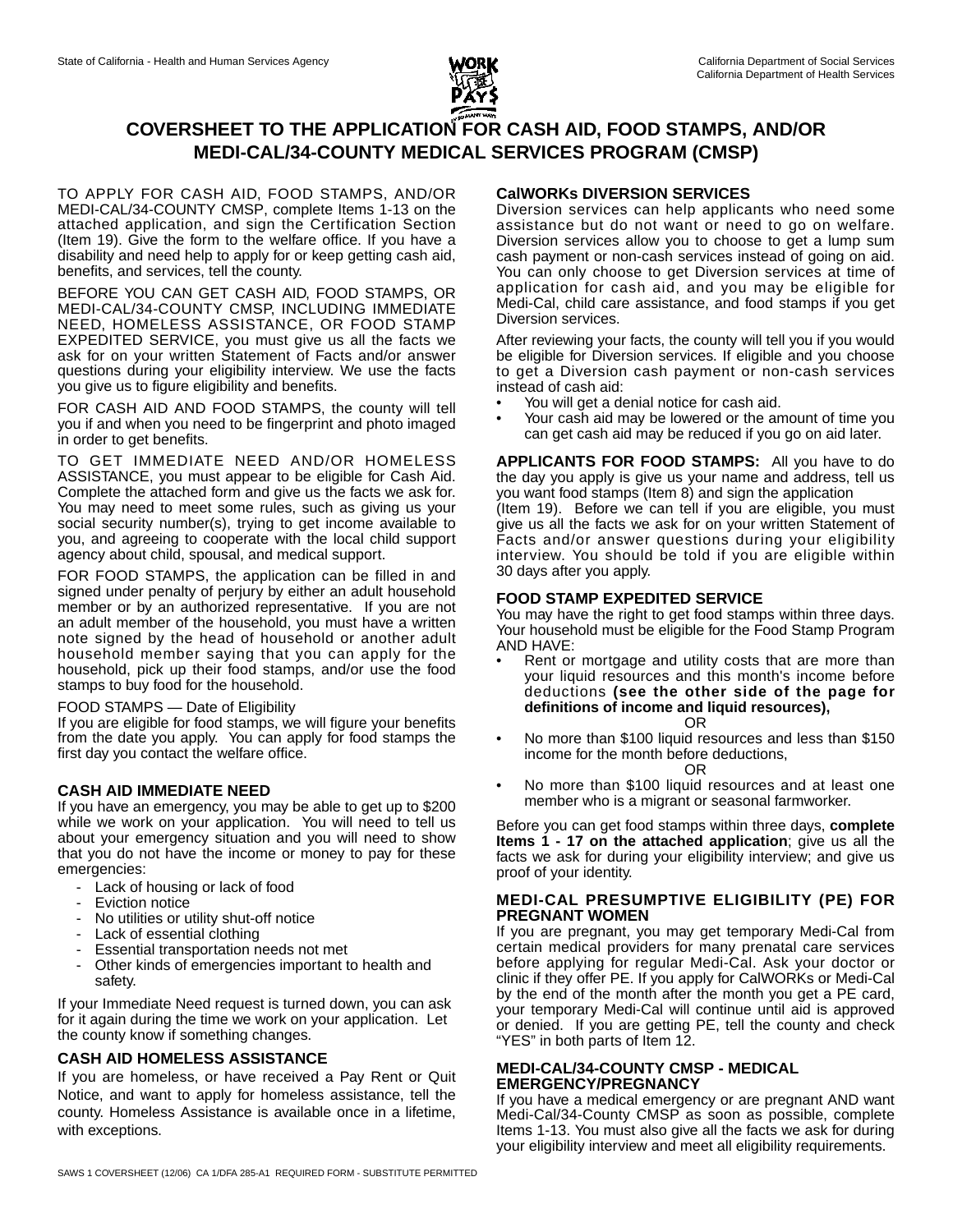State of California - Health and Human Services Agency

California Department of Social Services
California Department of Health Services

# COVERSHEET TO THE APPLICATION FOR CASH AID, FOOD STAMPS, AND/OR MEDI-CAL/34-COUNTY MEDICAL SERVICES PROGRAM (CMSP)

TO APPLY FOR CASH AID, FOOD STAMPS, AND/OR MEDI-CAL/34-COUNTY CMSP, complete Items 1-13 on the attached application, and sign the Certification Section (Item 19). Give the form to the welfare office. If you have a disability and need help to apply for or keep getting cash aid, benefits, and services, tell the county.

BEFORE YOU CAN GET CASH AID, FOOD STAMPS, OR MEDI-CAL/34-COUNTY CMSP, INCLUDING IMMEDIATE NEED, HOMELESS ASSISTANCE, OR FOOD STAMP EXPEDITED SERVICE, you must give us all the facts we ask for on your written Statement of Facts and/or answer questions during your eligibility interview. We use the facts you give us to figure eligibility and benefits.

FOR CASH AID AND FOOD STAMPS, the county will tell you if and when you need to be fingerprint and photo imaged in order to get benefits.

TO GET IMMEDIATE NEED AND/OR HOMELESS ASSISTANCE, you must appear to be eligible for Cash Aid. Complete the attached form and give us the facts we ask for. You may need to meet some rules, such as giving us your social security number(s), trying to get income available to you, and agreeing to cooperate with the local child support agency about child, spousal, and medical support.

FOR FOOD STAMPS, the application can be filled in and signed under penalty of perjury by either an adult household member or by an authorized representative. If you are not an adult member of the household, you must have a written note signed by the head of household or another adult household member saying that you can apply for the household, pick up their food stamps, and/or use the food stamps to buy food for the household.

FOOD STAMPS — Date of Eligibility
If you are eligible for food stamps, we will figure your benefits from the date you apply. You can apply for food stamps the first day you contact the welfare office.

### CASH AID IMMEDIATE NEED

If you have an emergency, you may be able to get up to $200 while we work on your application. You will need to tell us about your emergency situation and you will need to show that you do not have the income or money to pay for these emergencies:

- Lack of housing or lack of food
- Eviction notice
- No utilities or utility shut-off notice
- Lack of essential clothing
- Essential transportation needs not met
- Other kinds of emergencies important to health and safety.

If your Immediate Need request is turned down, you can ask for it again during the time we work on your application. Let the county know if something changes.

### CASH AID HOMELESS ASSISTANCE

If you are homeless, or have received a Pay Rent or Quit Notice, and want to apply for homeless assistance, tell the county. Homeless Assistance is available once in a lifetime, with exceptions.

### CalWORKs DIVERSION SERVICES

Diversion services can help applicants who need some assistance but do not want or need to go on welfare. Diversion services allow you to choose to get a lump sum cash payment or non-cash services instead of going on aid. You can only choose to get Diversion services at time of application for cash aid, and you may be eligible for Medi-Cal, child care assistance, and food stamps if you get Diversion services.

After reviewing your facts, the county will tell you if you would be eligible for Diversion services. If eligible and you choose to get a Diversion cash payment or non-cash services instead of cash aid:

- You will get a denial notice for cash aid.
- Your cash aid may be lowered or the amount of time you can get cash aid may be reduced if you go on aid later.

**APPLICANTS FOR FOOD STAMPS:** All you have to do the day you apply is give us your name and address, tell us you want food stamps (Item 8) and sign the application (Item 19). Before we can tell if you are eligible, you must give us all the facts we ask for on your written Statement of Facts and/or answer questions during your eligibility interview. You should be told if you are eligible within 30 days after you apply.

### FOOD STAMP EXPEDITED SERVICE

You may have the right to get food stamps within three days. Your household must be eligible for the Food Stamp Program AND HAVE:

- Rent or mortgage and utility costs that are more than your liquid resources and this month's income before deductions **(see the other side of the page for definitions of income and liquid resources),**

  OR
- No more than $100 liquid resources and less than $150 income for the month before deductions,

  OR
- No more than $100 liquid resources and at least one member who is a migrant or seasonal farmworker.

Before you can get food stamps within three days, **complete Items 1 - 17 on the attached application**; give us all the facts we ask for during your eligibility interview; and give us proof of your identity.

### MEDI-CAL PRESUMPTIVE ELIGIBILITY (PE) FOR PREGNANT WOMEN

If you are pregnant, you may get temporary Medi-Cal from certain medical providers for many prenatal care services before applying for regular Medi-Cal. Ask your doctor or clinic if they offer PE. If you apply for CalWORKs or Medi-Cal by the end of the month after the month you get a PE card, your temporary Medi-Cal will continue until aid is approved or denied. If you are getting PE, tell the county and check "YES" in both parts of Item 12.

### MEDI-CAL/34-COUNTY CMSP - MEDICAL EMERGENCY/PREGNANCY

If you have a medical emergency or are pregnant AND want Medi-Cal/34-County CMSP as soon as possible, complete Items 1-13. You must also give all the facts we ask for during your eligibility interview and meet all eligibility requirements.

SAWS 1 COVERSHEET (12/06) CA 1/DFA 285-A1 REQUIRED FORM - SUBSTITUTE PERMITTED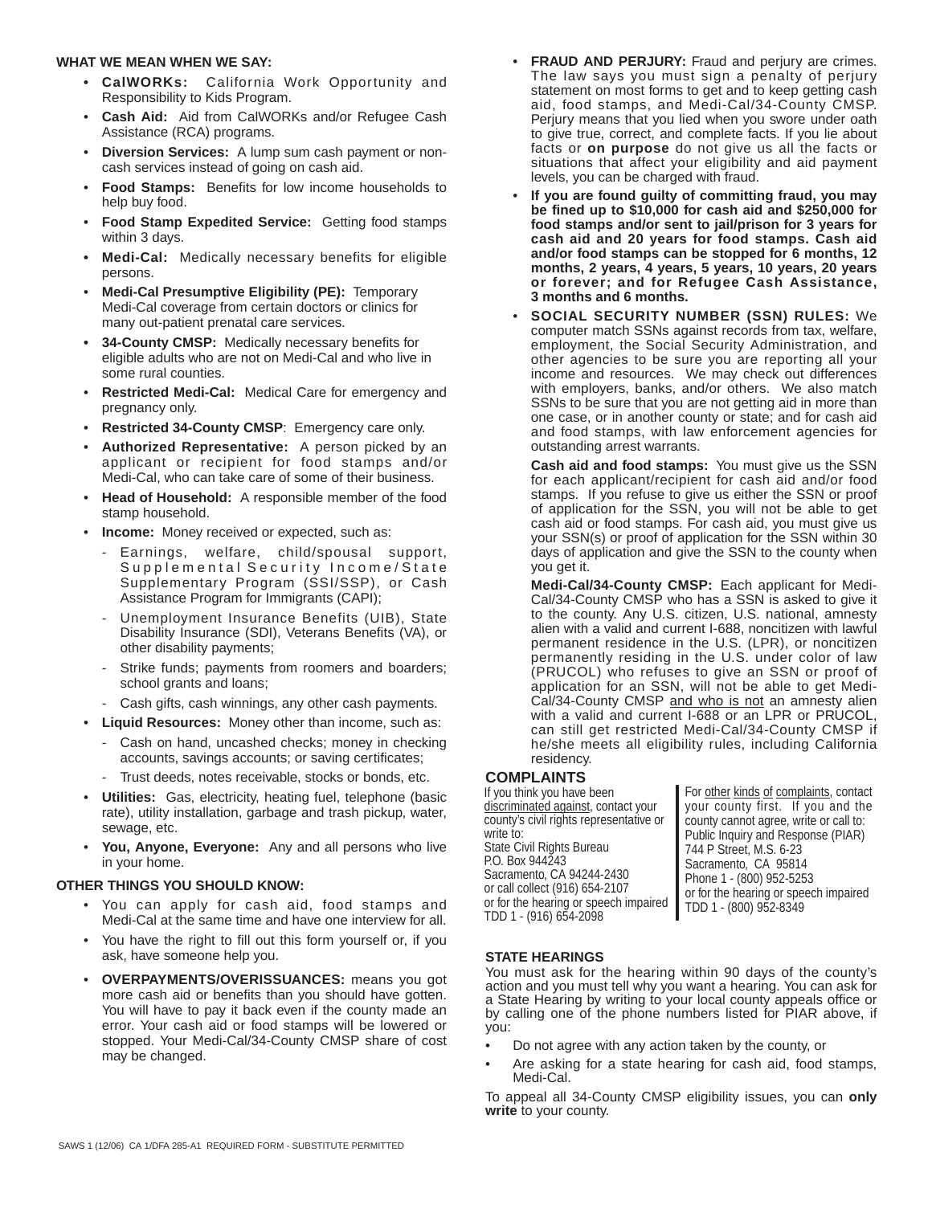## WHAT WE MEAN WHEN WE SAY:

- **CalWORKs:** California Work Opportunity and Responsibility to Kids Program.
- **Cash Aid:** Aid from CalWORKs and/or Refugee Cash Assistance (RCA) programs.
- **Diversion Services:** A lump sum cash payment or non-cash services instead of going on cash aid.
- **Food Stamps:** Benefits for low income households to help buy food.
- **Food Stamp Expedited Service:** Getting food stamps within 3 days.
- **Medi-Cal:** Medically necessary benefits for eligible persons.
- **Medi-Cal Presumptive Eligibility (PE):** Temporary Medi-Cal coverage from certain doctors or clinics for many out-patient prenatal care services.
- **34-County CMSP:** Medically necessary benefits for eligible adults who are not on Medi-Cal and who live in some rural counties.
- **Restricted Medi-Cal:** Medical Care for emergency and pregnancy only.
- **Restricted 34-County CMSP**: Emergency care only.
- **Authorized Representative:** A person picked by an applicant or recipient for food stamps and/or Medi-Cal, who can take care of some of their business.
- **Head of Household:** A responsible member of the food stamp household.
- **Income:** Money received or expected, such as:
  - Earnings, welfare, child/spousal support, Supplemental Security Income/State Supplementary Program (SSI/SSP), or Cash Assistance Program for Immigrants (CAPI);
  - Unemployment Insurance Benefits (UIB), State Disability Insurance (SDI), Veterans Benefits (VA), or other disability payments;
  - Strike funds; payments from roomers and boarders; school grants and loans;
  - Cash gifts, cash winnings, any other cash payments.
- **Liquid Resources:** Money other than income, such as:
  - Cash on hand, uncashed checks; money in checking accounts, savings accounts; or saving certificates;
  - Trust deeds, notes receivable, stocks or bonds, etc.
- **Utilities:** Gas, electricity, heating fuel, telephone (basic rate), utility installation, garbage and trash pickup, water, sewage, etc.
- **You, Anyone, Everyone:** Any and all persons who live in your home.

## OTHER THINGS YOU SHOULD KNOW:

- You can apply for cash aid, food stamps and Medi-Cal at the same time and have one interview for all.
- You have the right to fill out this form yourself or, if you ask, have someone help you.
- **OVERPAYMENTS/OVERISSUANCES:** means you got more cash aid or benefits than you should have gotten. You will have to pay it back even if the county made an error. Your cash aid or food stamps will be lowered or stopped. Your Medi-Cal/34-County CMSP share of cost may be changed.
- **FRAUD AND PERJURY:** Fraud and perjury are crimes. The law says you must sign a penalty of perjury statement on most forms to get and to keep getting cash aid, food stamps, and Medi-Cal/34-County CMSP. Perjury means that you lied when you swore under oath to give true, correct, and complete facts. If you lie about facts or **on purpose** do not give us all the facts or situations that affect your eligibility and aid payment levels, you can be charged with fraud.
- **If you are found guilty of committing fraud, you may be fined up to $10,000 for cash aid and $250,000 for food stamps and/or sent to jail/prison for 3 years for cash aid and 20 years for food stamps. Cash aid and/or food stamps can be stopped for 6 months, 12 months, 2 years, 4 years, 5 years, 10 years, 20 years or forever; and for Refugee Cash Assistance, 3 months and 6 months.**
- **SOCIAL SECURITY NUMBER (SSN) RULES:** We computer match SSNs against records from tax, welfare, employment, the Social Security Administration, and other agencies to be sure you are reporting all your income and resources. We may check out differences with employers, banks, and/or others. We also match SSNs to be sure that you are not getting aid in more than one case, or in another county or state; and for cash aid and food stamps, with law enforcement agencies for outstanding arrest warrants.

  **Cash aid and food stamps:** You must give us the SSN for each applicant/recipient for cash aid and/or food stamps. If you refuse to give us either the SSN or proof of application for the SSN, you will not be able to get cash aid or food stamps. For cash aid, you must give us your SSN(s) or proof of application for the SSN within 30 days of application and give the SSN to the county when you get it.

  **Medi-Cal/34-County CMSP:** Each applicant for Medi-Cal/34-County CMSP who has a SSN is asked to give it to the county. Any U.S. citizen, U.S. national, amnesty alien with a valid and current I-688, noncitizen with lawful permanent residence in the U.S. (LPR), or noncitizen permanently residing in the U.S. under color of law (PRUCOL) who refuses to give an SSN or proof of application for an SSN, will not be able to get Medi-Cal/34-County CMSP <u>and who is not</u> an amnesty alien with a valid and current I-688 or an LPR or PRUCOL, can still get restricted Medi-Cal/34-County CMSP if he/she meets all eligibility rules, including California residency.

## COMPLAINTS

If you think you have been <u>discriminated against</u>, contact your county's civil rights representative or write to:
State Civil Rights Bureau
P.O. Box 944243
Sacramento, CA 94244-2430
or call collect (916) 654-2107
or for the hearing or speech impaired TDD 1 - (916) 654-2098

For <u>other kinds of complaints</u>, contact your county first. If you and the county cannot agree, write or call to:
Public Inquiry and Response (PIAR)
744 P Street, M.S. 6-23
Sacramento, CA 95814
Phone 1 - (800) 952-5253
or for the hearing or speech impaired TDD 1 - (800) 952-8349

## STATE HEARINGS

You must ask for the hearing within 90 days of the county's action and you must tell why you want a hearing. You can ask for a State Hearing by writing to your local county appeals office or by calling one of the phone numbers listed for PIAR above, if you:

- Do not agree with any action taken by the county, or
- Are asking for a state hearing for cash aid, food stamps, Medi-Cal.

To appeal all 34-County CMSP eligibility issues, you can **only write** to your county.

SAWS 1 (12/06) CA 1/DFA 285-A1 REQUIRED FORM - SUBSTITUTE PERMITTED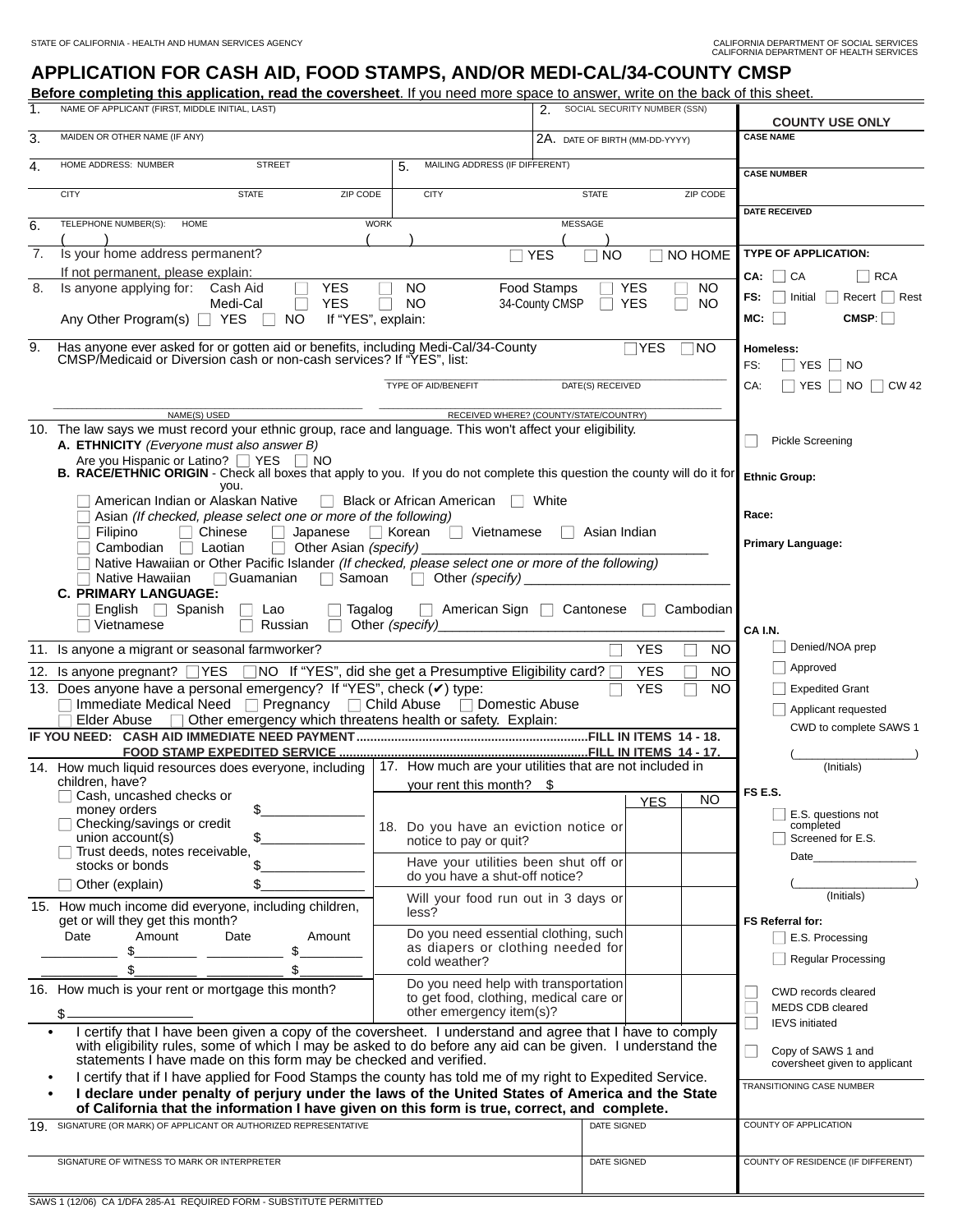STATE OF CALIFORNIA - HEALTH AND HUMAN SERVICES AGENCY

CALIFORNIA DEPARTMENT OF SOCIAL SERVICES
CALIFORNIA DEPARTMENT OF HEALTH SERVICES

# APPLICATION FOR CASH AID, FOOD STAMPS, AND/OR MEDI-CAL/34-COUNTY CMSP

**Before completing this application, read the coversheet**. If you need more space to answer, write on the back of this sheet.

1. NAME OF APPLICANT (FIRST, MIDDLE INITIAL, LAST)

2. SOCIAL SECURITY NUMBER (SSN)

3. MAIDEN OR OTHER NAME (IF ANY)

2A. DATE OF BIRTH (MM-DD-YYYY)

4. HOME ADDRESS: NUMBER STREET

CITY STATE ZIP CODE

5. MAILING ADDRESS (IF DIFFERENT)

CITY STATE ZIP CODE

6. TELEPHONE NUMBER(S): HOME ( ) WORK ( ) MESSAGE ( )

7. Is your home address permanent? ☐ YES ☐ NO ☐ NO HOME

If not permanent, please explain:

8. Is anyone applying for: Cash Aid ☐ YES ☐ NO Food Stamps ☐ YES ☐ NO

Medi-Cal ☐ YES ☐ NO 34-County CMSP ☐ YES ☐ NO

Any Other Program(s) ☐ YES ☐ NO If "YES", explain:

9. Has anyone ever asked for or gotten aid or benefits, including Medi-Cal/34-County CMSP/Medicaid or Diversion cash or non-cash services? If "YES", list: ☐YES ☐NO

TYPE OF AID/BENEFIT DATE(S) RECEIVED

NAME(S) USED RECEIVED WHERE? (COUNTY/STATE/COUNTRY)

10. The law says we must record your ethnic group, race and language. This won't affect your eligibility.

**A. ETHNICITY** *(Everyone must also answer B)*

Are you Hispanic or Latino? ☐ YES ☐ NO

**B. RACE/ETHNIC ORIGIN** - Check all boxes that apply to you. If you do not complete this question the county will do it for you.

☐ American Indian or Alaskan Native ☐ Black or African American ☐ White

☐ Asian *(If checked, please select one or more of the following)*

☐ Filipino ☐ Chinese ☐ Japanese ☐ Korean ☐ Vietnamese ☐ Asian Indian

☐ Cambodian ☐ Laotian ☐ Other Asian *(specify)* ____________

☐ Native Hawaiian or Other Pacific Islander *(If checked, please select one or more of the following)*

☐ Native Hawaiian ☐ Guamanian ☐ Samoan ☐ Other *(specify)* ____________

**C. PRIMARY LANGUAGE:**

☐ English ☐ Spanish ☐ Lao ☐ Tagalog ☐ American Sign ☐ Cantonese ☐ Cambodian

☐ Vietnamese ☐ Russian ☐ Other *(specify)*____________

11. Is anyone a migrant or seasonal farmworker? ☐ YES ☐ NO

12. Is anyone pregnant? ☐YES ☐NO If "YES", did she get a Presumptive Eligibility card? ☐ YES ☐ NO

13. Does anyone have a personal emergency? If "YES", check (✔) type: ☐ YES ☐ NO

☐ Immediate Medical Need ☐ Pregnancy ☐ Child Abuse ☐ Domestic Abuse

☐ Elder Abuse ☐ Other emergency which threatens health or safety. Explain:

**IF YOU NEED: CASH AID IMMEDIATE NEED PAYMENT..........FILL IN ITEMS 14 - 18.**

**FOOD STAMP EXPEDITED SERVICE..........FILL IN ITEMS 14 - 17.**

14. How much liquid resources does everyone, including children, have?

☐ Cash, uncashed checks or money orders $__________

☐ Checking/savings or credit union account(s) $__________

☐ Trust deeds, notes receivable, stocks or bonds $__________

☐ Other (explain) $__________

15. How much income did everyone, including children, get or will they get this month?

| Date | Amount | Date | Amount |
|---|---|---|---|
| ________ | $________ | ________ | $________ |
| ________ | $________ | ________ | $________ |

16. How much is your rent or mortgage this month?

$__________

17. How much are your utilities that are not included in your rent this month? $

| 18. | YES | NO |
|---|---|---|
| Do you have an eviction notice or notice to pay or quit? | | |
| Have your utilities been shut off or do you have a shut-off notice? | | |
| Will your food run out in 3 days or less? | | |
| Do you need essential clothing, such as diapers or clothing needed for cold weather? | | |
| Do you need help with transportation to get food, clothing, medical care or other emergency item(s)? | | |

- I certify that I have been given a copy of the coversheet. I understand and agree that I have to comply with eligibility rules, some of which I may be asked to do before any aid can be given. I understand the statements I have made on this form may be checked and verified.
- I certify that if I have applied for Food Stamps the county has told me of my right to Expedited Service.
- **I declare under penalty of perjury under the laws of the United States of America and the State of California that the information I have given on this form is true, correct, and complete.**

19. SIGNATURE (OR MARK) OF APPLICANT OR AUTHORIZED REPRESENTATIVE DATE SIGNED

SIGNATURE OF WITNESS TO MARK OR INTERPRETER DATE SIGNED

**COUNTY USE ONLY**

**CASE NAME**

**CASE NUMBER**

**DATE RECEIVED**

**TYPE OF APPLICATION:**

**CA:** ☐ CA ☐ RCA

**FS:** ☐ Initial ☐ Recert ☐ Rest

**MC:** ☐ **CMSP**: ☐

**Homeless:**

FS: ☐ YES ☐ NO

CA: ☐ YES ☐ NO ☐ CW 42

☐ Pickle Screening

**Ethnic Group:**

**Race:**

**Primary Language:**

**CA I.N.**

☐ Denied/NOA prep

☐ Approved

☐ Expedited Grant

☐ Applicant requested CWD to complete SAWS 1

(____________) (Initials)

**FS E.S.**

☐ E.S. questions not completed

☐ Screened for E.S.

Date____________

(____________) (Initials)

**FS Referral for:**

☐ E.S. Processing

☐ Regular Processing

☐ CWD records cleared

☐ MEDS CDB cleared

☐ IEVS initiated

☐ Copy of SAWS 1 and coversheet given to applicant

TRANSITIONING CASE NUMBER

COUNTY OF APPLICATION

COUNTY OF RESIDENCE (IF DIFFERENT)

SAWS 1 (12/06) CA 1/DFA 285-A1 REQUIRED FORM - SUBSTITUTE PERMITTED